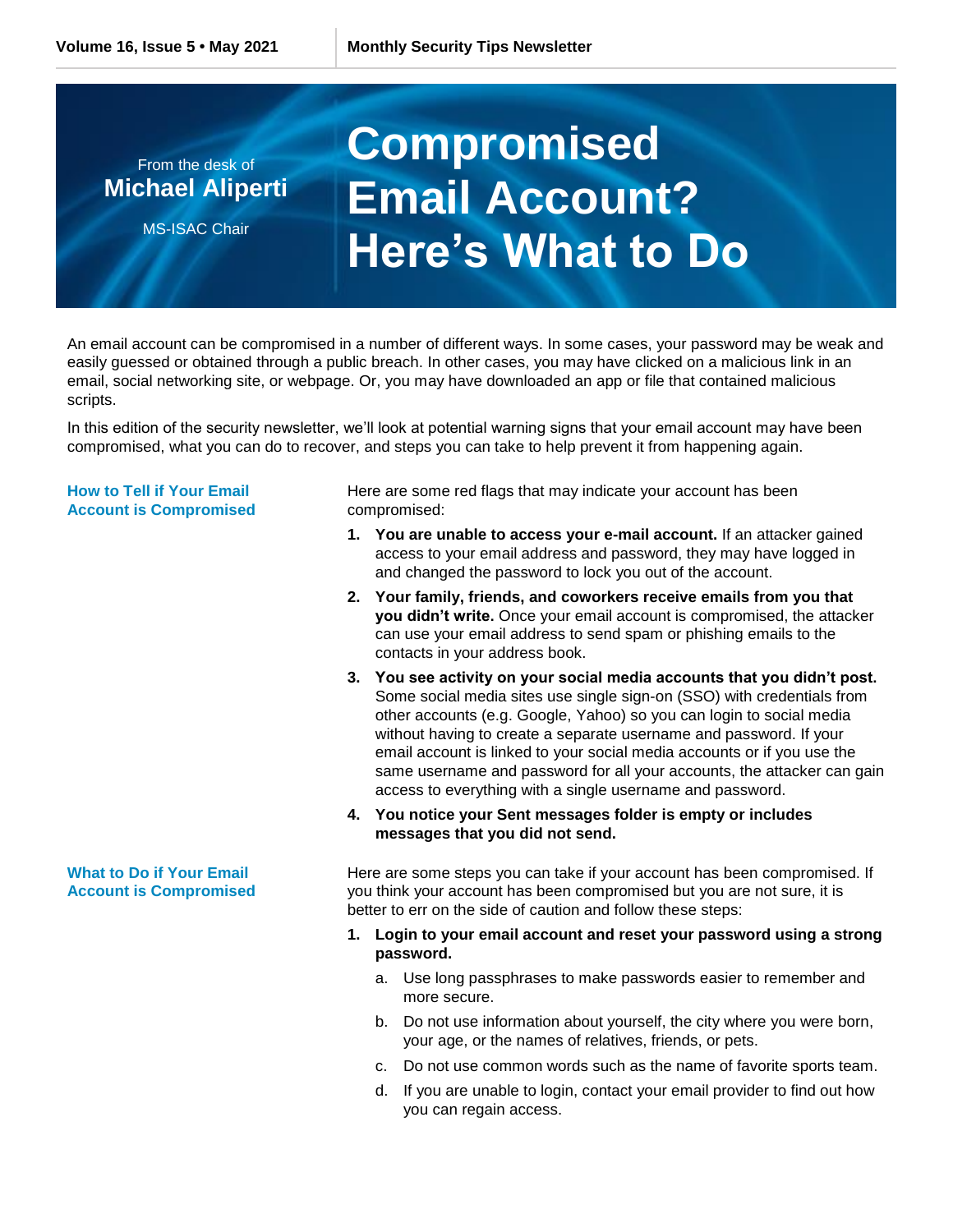From the desk of
**Michael Aliperti**
MS-ISAC Chair

# Compromised Email Account? Here's What to Do

An email account can be compromised in a number of different ways. In some cases, your password may be weak and easily guessed or obtained through a public breach. In other cases, you may have clicked on a malicious link in an email, social networking site, or webpage. Or, you may have downloaded an app or file that contained malicious scripts.

In this edition of the security newsletter, we'll look at potential warning signs that your email account may have been compromised, what you can do to recover, and steps you can take to help prevent it from happening again.

## How to Tell if Your Email Account is Compromised

Here are some red flags that may indicate your account has been compromised:

1. **You are unable to access your e-mail account.** If an attacker gained access to your email address and password, they may have logged in and changed the password to lock you out of the account.
2. **Your family, friends, and coworkers receive emails from you that you didn't write.** Once your email account is compromised, the attacker can use your email address to send spam or phishing emails to the contacts in your address book.
3. **You see activity on your social media accounts that you didn't post.** Some social media sites use single sign-on (SSO) with credentials from other accounts (e.g. Google, Yahoo) so you can login to social media without having to create a separate username and password. If your email account is linked to your social media accounts or if you use the same username and password for all your accounts, the attacker can gain access to everything with a single username and password.
4. **You notice your Sent messages folder is empty or includes messages that you did not send.**

## What to Do if Your Email Account is Compromised

Here are some steps you can take if your account has been compromised. If you think your account has been compromised but you are not sure, it is better to err on the side of caution and follow these steps:

1. **Login to your email account and reset your password using a strong password.**
   a. Use long passphrases to make passwords easier to remember and more secure.
   b. Do not use information about yourself, the city where you were born, your age, or the names of relatives, friends, or pets.
   c. Do not use common words such as the name of favorite sports team.
   d. If you are unable to login, contact your email provider to find out how you can regain access.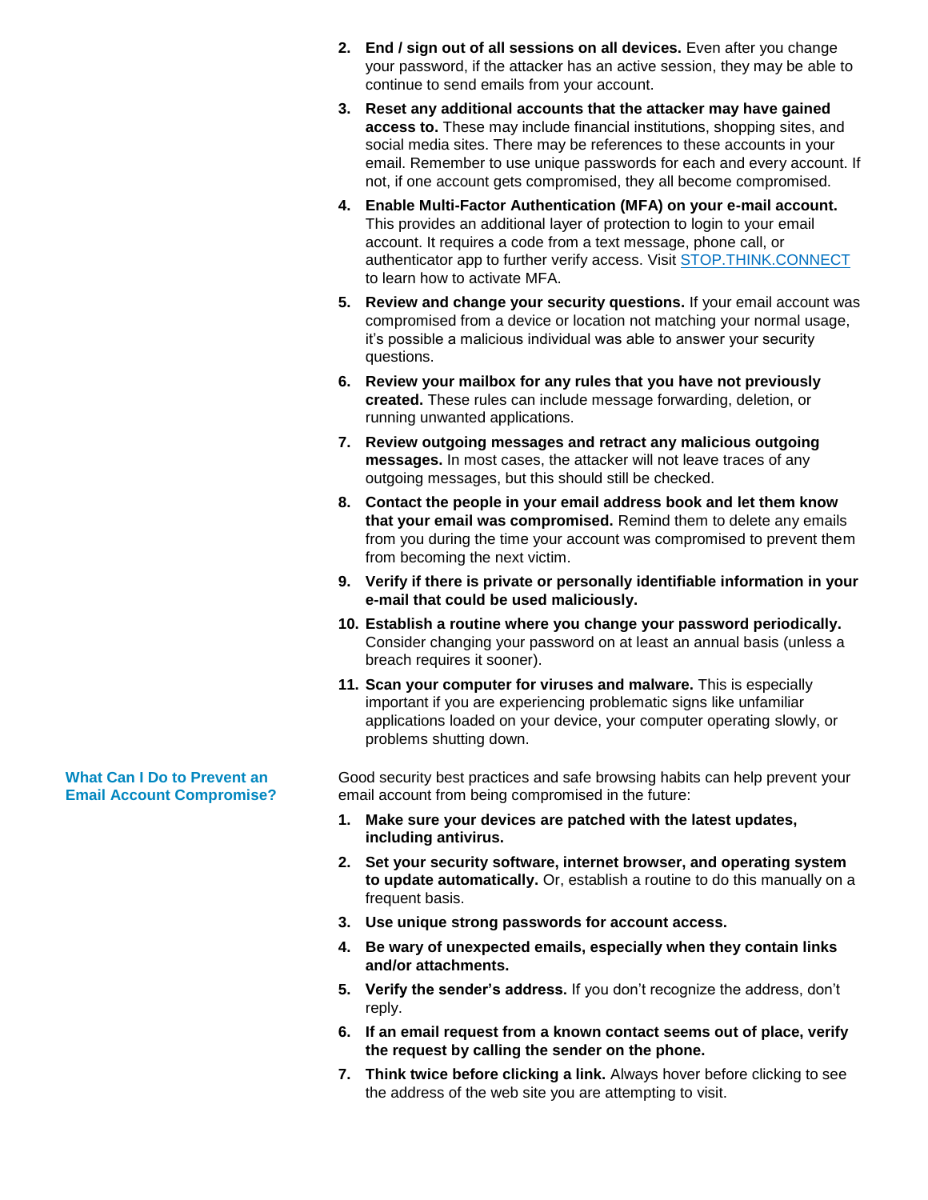2. **End / sign out of all sessions on all devices.** Even after you change your password, if the attacker has an active session, they may be able to continue to send emails from your account.
3. **Reset any additional accounts that the attacker may have gained access to.** These may include financial institutions, shopping sites, and social media sites. There may be references to these accounts in your email. Remember to use unique passwords for each and every account. If not, if one account gets compromised, they all become compromised.
4. **Enable Multi-Factor Authentication (MFA) on your e-mail account.** This provides an additional layer of protection to login to your email account. It requires a code from a text message, phone call, or authenticator app to further verify access. Visit [STOP.THINK.CONNECT](STOP.THINK.CONNECT) to learn how to activate MFA.
5. **Review and change your security questions.** If your email account was compromised from a device or location not matching your normal usage, it's possible a malicious individual was able to answer your security questions.
6. **Review your mailbox for any rules that you have not previously created.** These rules can include message forwarding, deletion, or running unwanted applications.
7. **Review outgoing messages and retract any malicious outgoing messages.** In most cases, the attacker will not leave traces of any outgoing messages, but this should still be checked.
8. **Contact the people in your email address book and let them know that your email was compromised.** Remind them to delete any emails from you during the time your account was compromised to prevent them from becoming the next victim.
9. **Verify if there is private or personally identifiable information in your e-mail that could be used maliciously.**
10. **Establish a routine where you change your password periodically.** Consider changing your password on at least an annual basis (unless a breach requires it sooner).
11. **Scan your computer for viruses and malware.** This is especially important if you are experiencing problematic signs like unfamiliar applications loaded on your device, your computer operating slowly, or problems shutting down.

## What Can I Do to Prevent an Email Account Compromise?

Good security best practices and safe browsing habits can help prevent your email account from being compromised in the future:

1. **Make sure your devices are patched with the latest updates, including antivirus.**
2. **Set your security software, internet browser, and operating system to update automatically.** Or, establish a routine to do this manually on a frequent basis.
3. **Use unique strong passwords for account access.**
4. **Be wary of unexpected emails, especially when they contain links and/or attachments.**
5. **Verify the sender's address.** If you don't recognize the address, don't reply.
6. **If an email request from a known contact seems out of place, verify the request by calling the sender on the phone.**
7. **Think twice before clicking a link.** Always hover before clicking to see the address of the web site you are attempting to visit.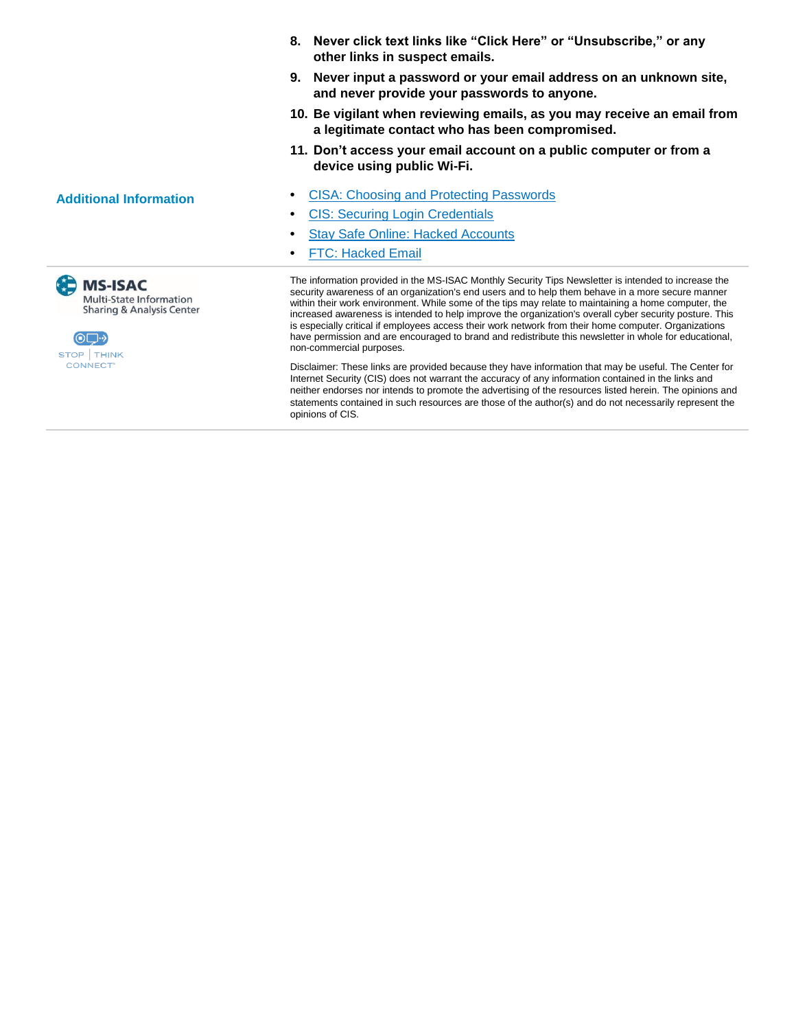8. **Never click text links like "Click Here" or "Unsubscribe," or any other links in suspect emails.**
9. **Never input a password or your email address on an unknown site, and never provide your passwords to anyone.**
10. **Be vigilant when reviewing emails, as you may receive an email from a legitimate contact who has been compromised.**
11. **Don't access your email account on a public computer or from a device using public Wi-Fi.**

### Additional Information

- CISA: Choosing and Protecting Passwords
- CIS: Securing Login Credentials
- Stay Safe Online: Hacked Accounts
- FTC: Hacked Email

MS-ISAC
Multi-State Information Sharing & Analysis Center

STOP | THINK CONNECT

The information provided in the MS-ISAC Monthly Security Tips Newsletter is intended to increase the security awareness of an organization's end users and to help them behave in a more secure manner within their work environment. While some of the tips may relate to maintaining a home computer, the increased awareness is intended to help improve the organization's overall cyber security posture. This is especially critical if employees access their work network from their home computer. Organizations have permission and are encouraged to brand and redistribute this newsletter in whole for educational, non-commercial purposes.

Disclaimer: These links are provided because they have information that may be useful. The Center for Internet Security (CIS) does not warrant the accuracy of any information contained in the links and neither endorses nor intends to promote the advertising of the resources listed herein. The opinions and statements contained in such resources are those of the author(s) and do not necessarily represent the opinions of CIS.